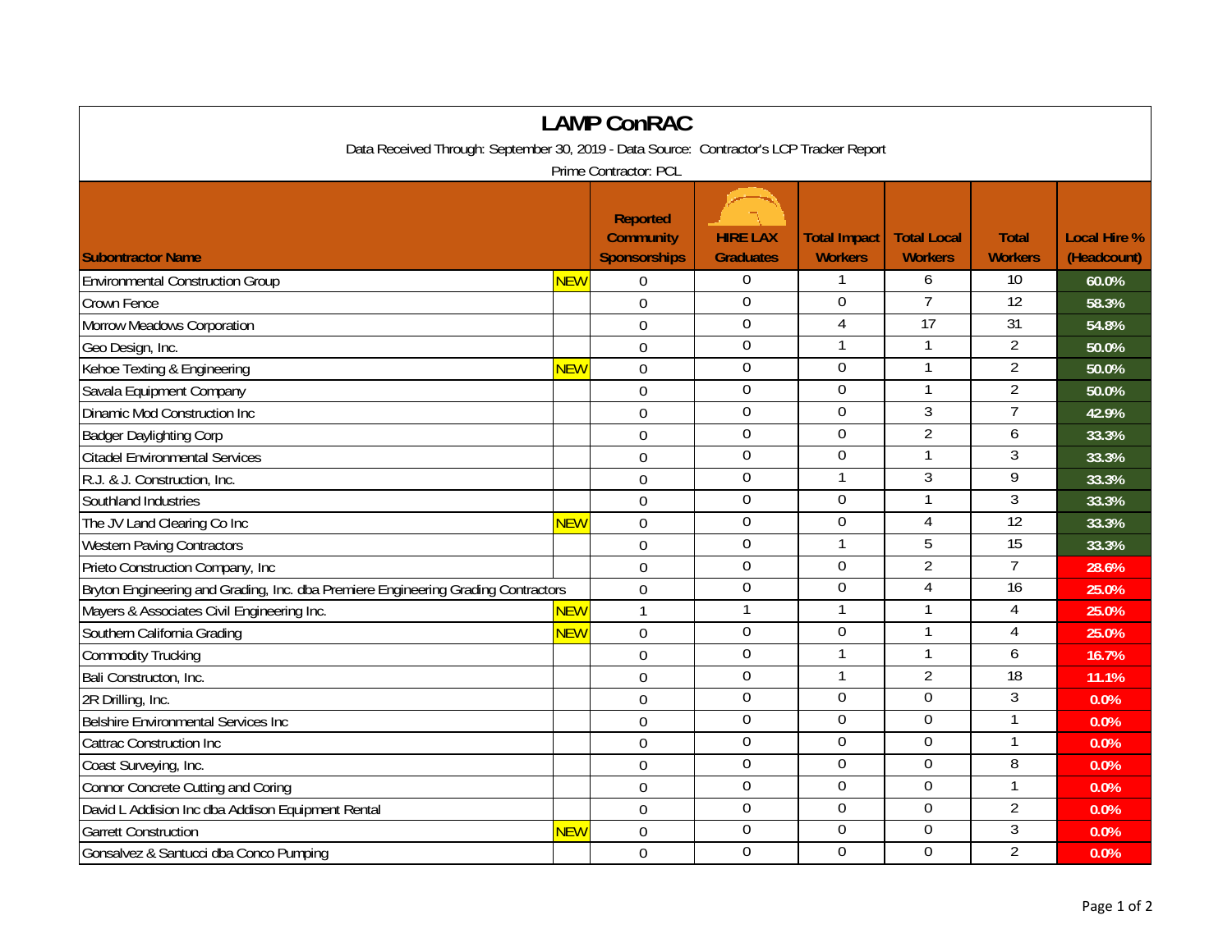# LAMP ConRAC

Data Received Through: September 30, 2019 - Data Source: Contractor's LCP Tracker Report

Prime Contractor: PCL

| Subontractor Name | | Reported Community Sponsorships | HIRE LAX Graduates | Total Impact Workers | Total Local Workers | Total Workers | Local Hire % (Headcount) |
|---|---|---|---|---|---|---|---|
| Environmental Construction Group | NEW | 0 | 0 | 1 | 6 | 10 | 60.0% |
| Crown Fence | | 0 | 0 | 0 | 7 | 12 | 58.3% |
| Morrow Meadows Corporation | | 0 | 0 | 4 | 17 | 31 | 54.8% |
| Geo Design, Inc. | | 0 | 0 | 1 | 1 | 2 | 50.0% |
| Kehoe Texting & Engineering | NEW | 0 | 0 | 0 | 1 | 2 | 50.0% |
| Savala Equipment Company | | 0 | 0 | 0 | 1 | 2 | 50.0% |
| Dinamic Mod Construction Inc | | 0 | 0 | 0 | 3 | 7 | 42.9% |
| Badger Daylighting Corp | | 0 | 0 | 0 | 2 | 6 | 33.3% |
| Citadel Environmental Services | | 0 | 0 | 0 | 1 | 3 | 33.3% |
| R.J. & J. Construction, Inc. | | 0 | 0 | 1 | 3 | 9 | 33.3% |
| Southland Industries | | 0 | 0 | 0 | 1 | 3 | 33.3% |
| The JV Land Clearing Co Inc | NEW | 0 | 0 | 0 | 4 | 12 | 33.3% |
| Western Paving Contractors | | 0 | 0 | 1 | 5 | 15 | 33.3% |
| Prieto Construction Company, Inc | | 0 | 0 | 0 | 2 | 7 | 28.6% |
| Bryton Engineering and Grading, Inc. dba Premiere Engineering Grading Contractors | | 0 | 0 | 0 | 4 | 16 | 25.0% |
| Mayers & Associates Civil Engineering Inc. | NEW | 1 | 1 | 1 | 1 | 4 | 25.0% |
| Southern California Grading | NEW | 0 | 0 | 0 | 1 | 4 | 25.0% |
| Commodity Trucking | | 0 | 0 | 1 | 1 | 6 | 16.7% |
| Bali Constructon, Inc. | | 0 | 0 | 1 | 2 | 18 | 11.1% |
| 2R Drilling, Inc. | | 0 | 0 | 0 | 0 | 3 | 0.0% |
| Belshire Environmental Services Inc | | 0 | 0 | 0 | 0 | 1 | 0.0% |
| Cattrac Construction Inc | | 0 | 0 | 0 | 0 | 1 | 0.0% |
| Coast Surveying, Inc. | | 0 | 0 | 0 | 0 | 8 | 0.0% |
| Connor Concrete Cutting and Coring | | 0 | 0 | 0 | 0 | 1 | 0.0% |
| David L Addision Inc dba Addison Equipment Rental | | 0 | 0 | 0 | 0 | 2 | 0.0% |
| Garrett Construction | NEW | 0 | 0 | 0 | 0 | 3 | 0.0% |
| Gonsalvez & Santucci dba Conco Pumping | | 0 | 0 | 0 | 0 | 2 | 0.0% |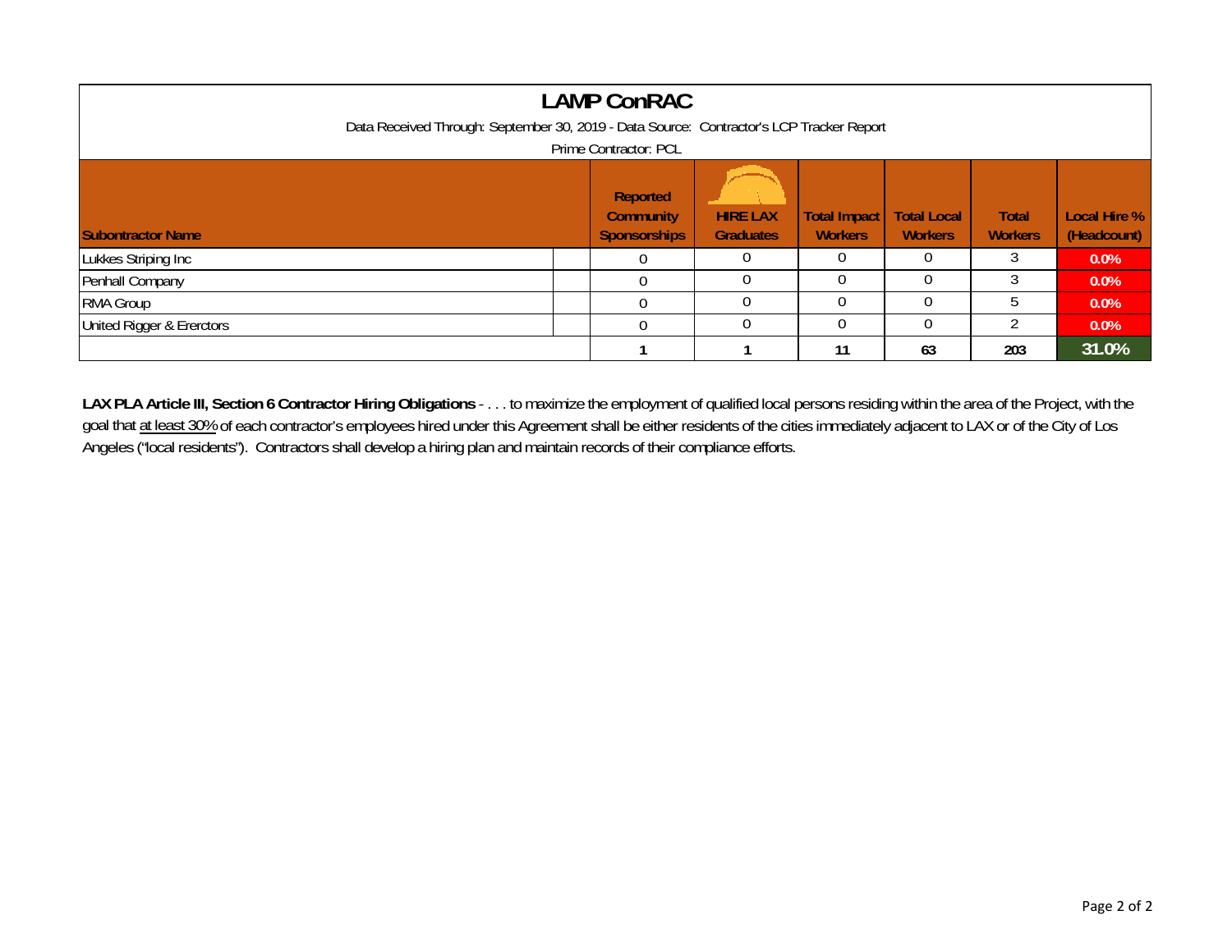# LAMP ConRAC

Data Received Through: September 30, 2019 - Data Source: Contractor's LCP Tracker Report

Prime Contractor: PCL

| Subcontractor Name | | Reported Community Sponsorships | HIRE LAX Graduates | Total Impact Workers | Total Local Workers | Total Workers | Local Hire % (Headcount) |
|---|---|---|---|---|---|---|---|
| Lukkes Striping Inc | | 0 | 0 | 0 | 0 | 3 | 0.0% |
| Penhall Company | | 0 | 0 | 0 | 0 | 3 | 0.0% |
| RMA Group | | 0 | 0 | 0 | 0 | 5 | 0.0% |
| United Rigger & Ererctors | | 0 | 0 | 0 | 0 | 2 | 0.0% |
| | | **1** | **1** | **11** | **63** | **203** | **31.0%** |

**LAX PLA Article III, Section 6 Contractor Hiring Obligations** - . . . to maximize the employment of qualified local persons residing within the area of the Project, with the goal that at least 30% of each contractor's employees hired under this Agreement shall be either residents of the cities immediately adjacent to LAX or of the City of Los Angeles ("local residents"). Contractors shall develop a hiring plan and maintain records of their compliance efforts.